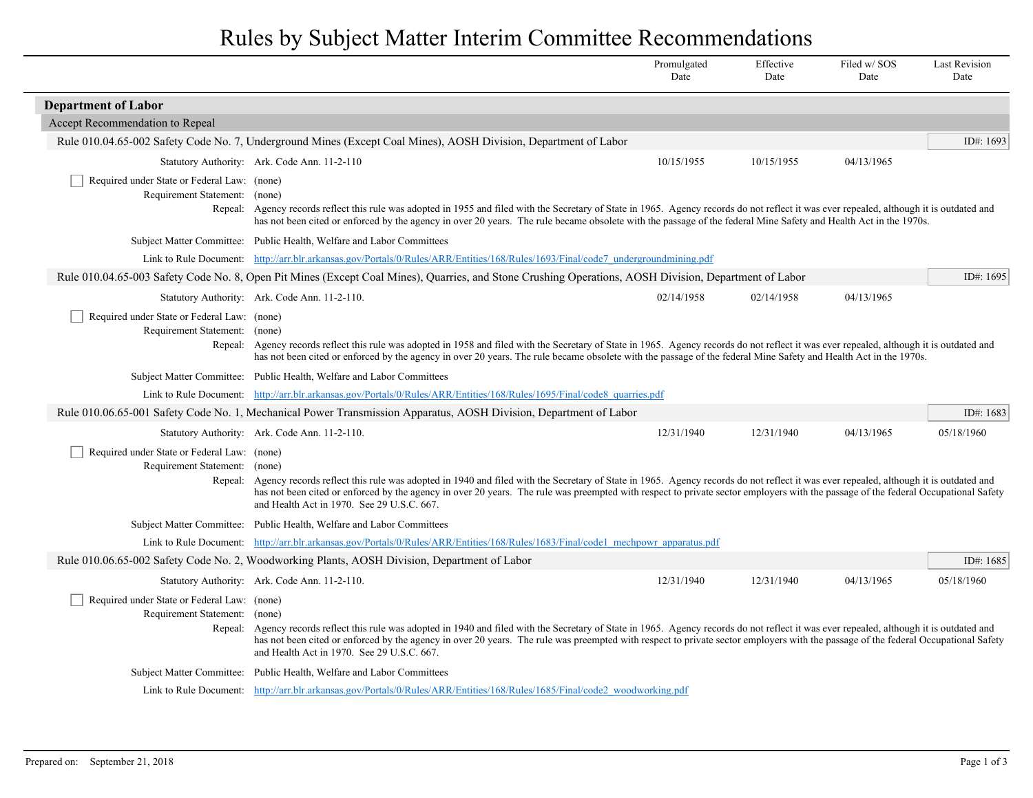# Rules by Subject Matter Interim Committee Recommendations

| | Promulgated Date | Effective Date | Filed w/ SOS Date | Last Revision Date |
|---|---|---|---|---|

## Department of Labor

### Accept Recommendation to Repeal

**Rule 010.04.65-002 Safety Code No. 7, Underground Mines (Except Coal Mines), AOSH Division, Department of Labor** — ID#: 1693

| | Promulgated Date | Effective Date | Filed w/ SOS Date | Last Revision Date |
|---|---|---|---|---|
| Statutory Authority: Ark. Code Ann. 11-2-110 | 10/15/1955 | 10/15/1955 | 04/13/1965 | |

- [ ] Required under State or Federal Law: (none)

Requirement Statement: (none)

Repeal: Agency records reflect this rule was adopted in 1955 and filed with the Secretary of State in 1965. Agency records do not reflect it was ever repealed, although it is outdated and has not been cited or enforced by the agency in over 20 years. The rule became obsolete with the passage of the federal Mine Safety and Health Act in the 1970s.

Subject Matter Committee: Public Health, Welfare and Labor Committees

Link to Rule Document: http://arr.blr.arkansas.gov/Portals/0/Rules/ARR/Entities/168/Rules/1693/Final/code7_undergroundmining.pdf

**Rule 010.04.65-003 Safety Code No. 8, Open Pit Mines (Except Coal Mines), Quarries, and Stone Crushing Operations, AOSH Division, Department of Labor** — ID#: 1695

| | Promulgated Date | Effective Date | Filed w/ SOS Date | Last Revision Date |
|---|---|---|---|---|
| Statutory Authority: Ark. Code Ann. 11-2-110. | 02/14/1958 | 02/14/1958 | 04/13/1965 | |

- [ ] Required under State or Federal Law: (none)

Requirement Statement: (none)

Repeal: Agency records reflect this rule was adopted in 1958 and filed with the Secretary of State in 1965. Agency records do not reflect it was ever repealed, although it is outdated and has not been cited or enforced by the agency in over 20 years. The rule became obsolete with the passage of the federal Mine Safety and Health Act in the 1970s.

Subject Matter Committee: Public Health, Welfare and Labor Committees

Link to Rule Document: http://arr.blr.arkansas.gov/Portals/0/Rules/ARR/Entities/168/Rules/1695/Final/code8_quarries.pdf

**Rule 010.06.65-001 Safety Code No. 1, Mechanical Power Transmission Apparatus, AOSH Division, Department of Labor** — ID#: 1683

| | Promulgated Date | Effective Date | Filed w/ SOS Date | Last Revision Date |
|---|---|---|---|---|
| Statutory Authority: Ark. Code Ann. 11-2-110. | 12/31/1940 | 12/31/1940 | 04/13/1965 | 05/18/1960 |

- [ ] Required under State or Federal Law: (none)

Requirement Statement: (none)

Repeal: Agency records reflect this rule was adopted in 1940 and filed with the Secretary of State in 1965. Agency records do not reflect it was ever repealed, although it is outdated and has not been cited or enforced by the agency in over 20 years. The rule was preempted with respect to private sector employers with the passage of the federal Occupational Safety and Health Act in 1970. See 29 U.S.C. 667.

Subject Matter Committee: Public Health, Welfare and Labor Committees

Link to Rule Document: http://arr.blr.arkansas.gov/Portals/0/Rules/ARR/Entities/168/Rules/1683/Final/code1_mechpowr_apparatus.pdf

**Rule 010.06.65-002 Safety Code No. 2, Woodworking Plants, AOSH Division, Department of Labor** — ID#: 1685

| | Promulgated Date | Effective Date | Filed w/ SOS Date | Last Revision Date |
|---|---|---|---|---|
| Statutory Authority: Ark. Code Ann. 11-2-110. | 12/31/1940 | 12/31/1940 | 04/13/1965 | 05/18/1960 |

- [ ] Required under State or Federal Law: (none)

Requirement Statement: (none)

Repeal: Agency records reflect this rule was adopted in 1940 and filed with the Secretary of State in 1965. Agency records do not reflect it was ever repealed, although it is outdated and has not been cited or enforced by the agency in over 20 years. The rule was preempted with respect to private sector employers with the passage of the federal Occupational Safety and Health Act in 1970. See 29 U.S.C. 667.

Subject Matter Committee: Public Health, Welfare and Labor Committees

Link to Rule Document: http://arr.blr.arkansas.gov/Portals/0/Rules/ARR/Entities/168/Rules/1685/Final/code2_woodworking.pdf

Prepared on: September 21, 2018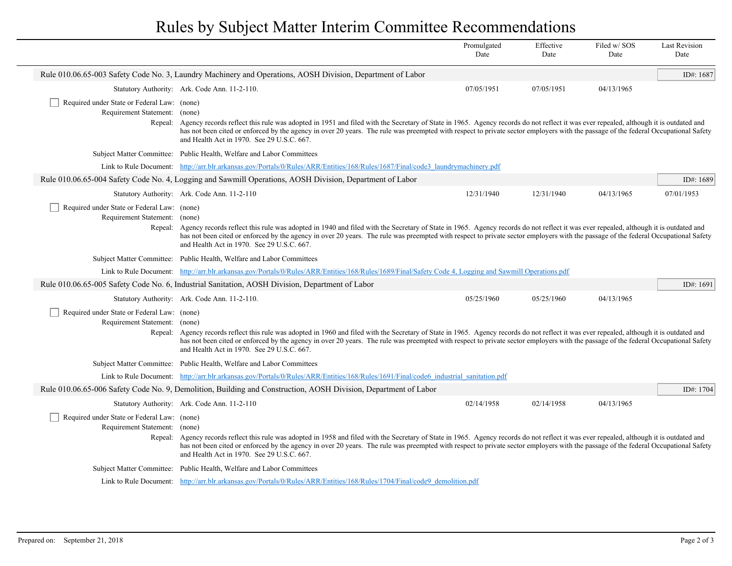# Rules by Subject Matter Interim Committee Recommendations

| | Promulgated Date | Effective Date | Filed w/ SOS Date | Last Revision Date |
|---|---|---|---|---|

## Rule 010.06.65-003 Safety Code No. 3, Laundry Machinery and Operations, AOSH Division, Department of Labor

**ID#: 1687**

| | Promulgated Date | Effective Date | Filed w/ SOS Date | Last Revision Date |
|---|---|---|---|---|
| Statutory Authority: Ark. Code Ann. 11-2-110. | 07/05/1951 | 07/05/1951 | 04/13/1965 | |

☐ Required under State or Federal Law: (none)

Requirement Statement: (none)

Repeal: Agency records reflect this rule was adopted in 1951 and filed with the Secretary of State in 1965. Agency records do not reflect it was ever repealed, although it is outdated and has not been cited or enforced by the agency in over 20 years. The rule was preempted with respect to private sector employers with the passage of the federal Occupational Safety and Health Act in 1970. See 29 U.S.C. 667.

Subject Matter Committee: Public Health, Welfare and Labor Committees

Link to Rule Document: http://arr.blr.arkansas.gov/Portals/0/Rules/ARR/Entities/168/Rules/1687/Final/code3_laundrymachinery.pdf

## Rule 010.06.65-004 Safety Code No. 4, Logging and Sawmill Operations, AOSH Division, Department of Labor

**ID#: 1689**

| | Promulgated Date | Effective Date | Filed w/ SOS Date | Last Revision Date |
|---|---|---|---|---|
| Statutory Authority: Ark. Code Ann. 11-2-110 | 12/31/1940 | 12/31/1940 | 04/13/1965 | 07/01/1953 |

☐ Required under State or Federal Law: (none)

Requirement Statement: (none)

Repeal: Agency records reflect this rule was adopted in 1940 and filed with the Secretary of State in 1965. Agency records do not reflect it was ever repealed, although it is outdated and has not been cited or enforced by the agency in over 20 years. The rule was preempted with respect to private sector employers with the passage of the federal Occupational Safety and Health Act in 1970. See 29 U.S.C. 667.

Subject Matter Committee: Public Health, Welfare and Labor Committees

Link to Rule Document: http://arr.blr.arkansas.gov/Portals/0/Rules/ARR/Entities/168/Rules/1689/Final/Safety Code 4, Logging and Sawmill Operations.pdf

## Rule 010.06.65-005 Safety Code No. 6, Industrial Sanitation, AOSH Division, Department of Labor

**ID#: 1691**

| | Promulgated Date | Effective Date | Filed w/ SOS Date | Last Revision Date |
|---|---|---|---|---|
| Statutory Authority: Ark. Code Ann. 11-2-110. | 05/25/1960 | 05/25/1960 | 04/13/1965 | |

☐ Required under State or Federal Law: (none)

Requirement Statement: (none)

Repeal: Agency records reflect this rule was adopted in 1960 and filed with the Secretary of State in 1965. Agency records do not reflect it was ever repealed, although it is outdated and has not been cited or enforced by the agency in over 20 years. The rule was preempted with respect to private sector employers with the passage of the federal Occupational Safety and Health Act in 1970. See 29 U.S.C. 667.

Subject Matter Committee: Public Health, Welfare and Labor Committees

Link to Rule Document: http://arr.blr.arkansas.gov/Portals/0/Rules/ARR/Entities/168/Rules/1691/Final/code6_industrial_sanitation.pdf

## Rule 010.06.65-006 Safety Code No. 9, Demolition, Building and Construction, AOSH Division, Department of Labor

**ID#: 1704**

| | Promulgated Date | Effective Date | Filed w/ SOS Date | Last Revision Date |
|---|---|---|---|---|
| Statutory Authority: Ark. Code Ann. 11-2-110 | 02/14/1958 | 02/14/1958 | 04/13/1965 | |

☐ Required under State or Federal Law: (none)

Requirement Statement: (none)

Repeal: Agency records reflect this rule was adopted in 1958 and filed with the Secretary of State in 1965. Agency records do not reflect it was ever repealed, although it is outdated and has not been cited or enforced by the agency in over 20 years. The rule was preempted with respect to private sector employers with the passage of the federal Occupational Safety and Health Act in 1970. See 29 U.S.C. 667.

Subject Matter Committee: Public Health, Welfare and Labor Committees

Link to Rule Document: http://arr.blr.arkansas.gov/Portals/0/Rules/ARR/Entities/168/Rules/1704/Final/code9_demolition.pdf

Prepared on: September 21, 2018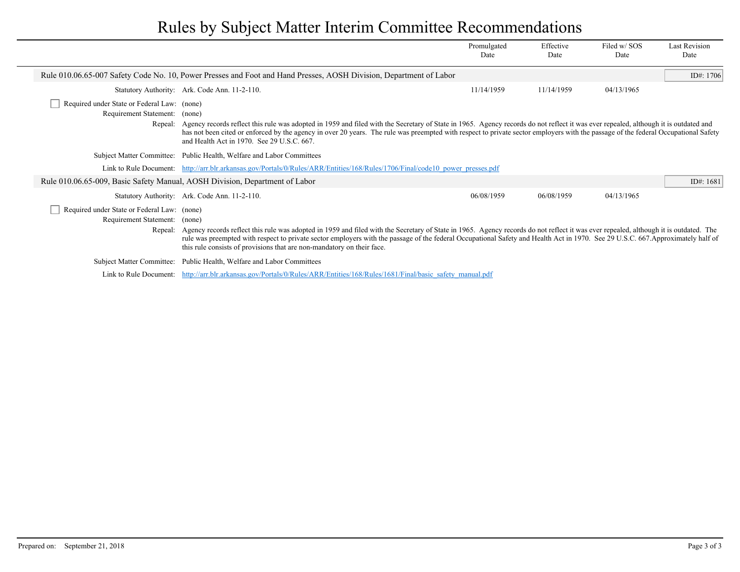# Rules by Subject Matter Interim Committee Recommendations

| | Promulgated Date | Effective Date | Filed w/ SOS Date | Last Revision Date |
|---|---|---|---|---|

## Rule 010.06.65-007 Safety Code No. 10, Power Presses and Foot and Hand Presses, AOSH Division, Department of Labor

ID#: 1706

| | Promulgated Date | Effective Date | Filed w/ SOS Date | Last Revision Date |
|---|---|---|---|---|
| Statutory Authority: Ark. Code Ann. 11-2-110. | 11/14/1959 | 11/14/1959 | 04/13/1965 | |

☐ Required under State or Federal Law: (none)

Requirement Statement: (none)

Repeal: Agency records reflect this rule was adopted in 1959 and filed with the Secretary of State in 1965. Agency records do not reflect it was ever repealed, although it is outdated and has not been cited or enforced by the agency in over 20 years. The rule was preempted with respect to private sector employers with the passage of the federal Occupational Safety and Health Act in 1970. See 29 U.S.C. 667.

Subject Matter Committee: Public Health, Welfare and Labor Committees

Link to Rule Document: http://arr.blr.arkansas.gov/Portals/0/Rules/ARR/Entities/168/Rules/1706/Final/code10_power_presses.pdf

## Rule 010.06.65-009, Basic Safety Manual, AOSH Division, Department of Labor

ID#: 1681

| | Promulgated Date | Effective Date | Filed w/ SOS Date | Last Revision Date |
|---|---|---|---|---|
| Statutory Authority: Ark. Code Ann. 11-2-110. | 06/08/1959 | 06/08/1959 | 04/13/1965 | |

☐ Required under State or Federal Law: (none)

Requirement Statement: (none)

Repeal: Agency records reflect this rule was adopted in 1959 and filed with the Secretary of State in 1965. Agency records do not reflect it was ever repealed, although it is outdated. The rule was preempted with respect to private sector employers with the passage of the federal Occupational Safety and Health Act in 1970. See 29 U.S.C. 667.Approximately half of this rule consists of provisions that are non-mandatory on their face.

Subject Matter Committee: Public Health, Welfare and Labor Committees

Link to Rule Document: http://arr.blr.arkansas.gov/Portals/0/Rules/ARR/Entities/168/Rules/1681/Final/basic_safety_manual.pdf

Prepared on: September 21, 2018